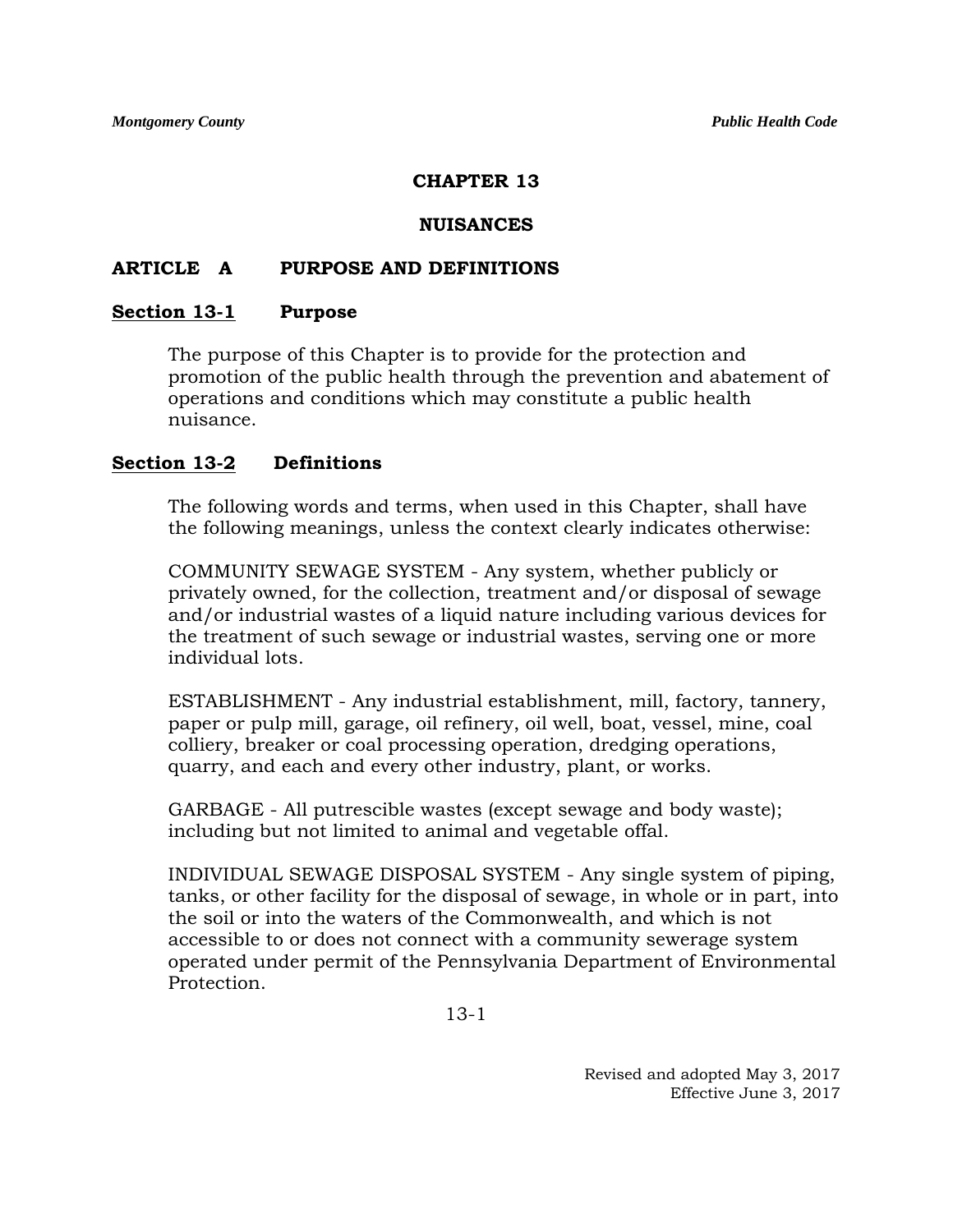# CHAPTER 13

# NUISANCES

## ARTICLE A PURPOSE AND DEFINITIONS

### Section 13-1 Purpose

The purpose of this Chapter is to provide for the protection and promotion of the public health through the prevention and abatement of operations and conditions which may constitute a public health nuisance.

### Section 13-2 Definitions

The following words and terms, when used in this Chapter, shall have the following meanings, unless the context clearly indicates otherwise:

COMMUNITY SEWAGE SYSTEM - Any system, whether publicly or privately owned, for the collection, treatment and/or disposal of sewage and/or industrial wastes of a liquid nature including various devices for the treatment of such sewage or industrial wastes, serving one or more individual lots.

ESTABLISHMENT - Any industrial establishment, mill, factory, tannery, paper or pulp mill, garage, oil refinery, oil well, boat, vessel, mine, coal colliery, breaker or coal processing operation, dredging operations, quarry, and each and every other industry, plant, or works.

GARBAGE - All putrescible wastes (except sewage and body waste); including but not limited to animal and vegetable offal.

INDIVIDUAL SEWAGE DISPOSAL SYSTEM - Any single system of piping, tanks, or other facility for the disposal of sewage, in whole or in part, into the soil or into the waters of the Commonwealth, and which is not accessible to or does not connect with a community sewerage system operated under permit of the Pennsylvania Department of Environmental Protection.

Revised and adopted May 3, 2017
Effective June 3, 2017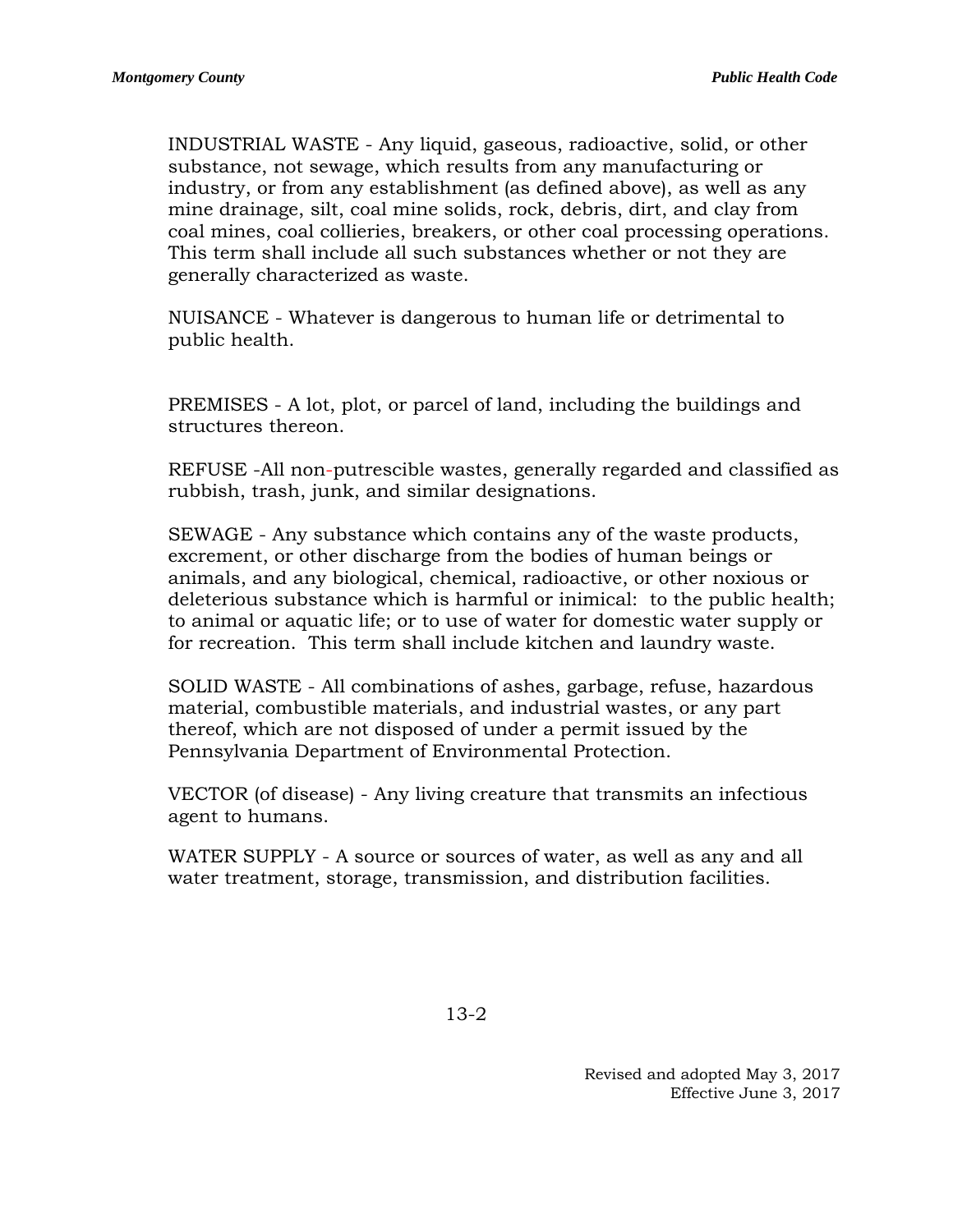INDUSTRIAL WASTE - Any liquid, gaseous, radioactive, solid, or other substance, not sewage, which results from any manufacturing or industry, or from any establishment (as defined above), as well as any mine drainage, silt, coal mine solids, rock, debris, dirt, and clay from coal mines, coal collieries, breakers, or other coal processing operations. This term shall include all such substances whether or not they are generally characterized as waste.

NUISANCE - Whatever is dangerous to human life or detrimental to public health.

PREMISES - A lot, plot, or parcel of land, including the buildings and structures thereon.

REFUSE -All non-putrescible wastes, generally regarded and classified as rubbish, trash, junk, and similar designations.

SEWAGE - Any substance which contains any of the waste products, excrement, or other discharge from the bodies of human beings or animals, and any biological, chemical, radioactive, or other noxious or deleterious substance which is harmful or inimical: to the public health; to animal or aquatic life; or to use of water for domestic water supply or for recreation. This term shall include kitchen and laundry waste.

SOLID WASTE - All combinations of ashes, garbage, refuse, hazardous material, combustible materials, and industrial wastes, or any part thereof, which are not disposed of under a permit issued by the Pennsylvania Department of Environmental Protection.

VECTOR (of disease) - Any living creature that transmits an infectious agent to humans.

WATER SUPPLY - A source or sources of water, as well as any and all water treatment, storage, transmission, and distribution facilities.

Revised and adopted May 3, 2017
Effective June 3, 2017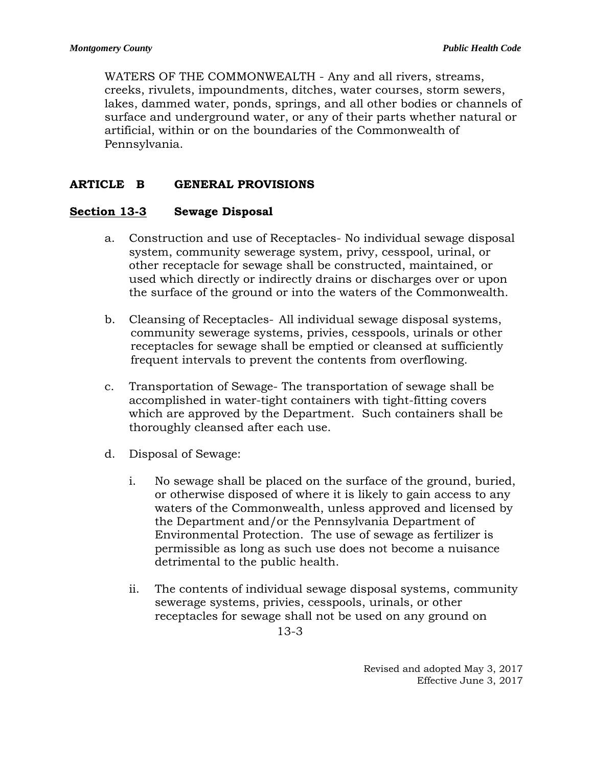WATERS OF THE COMMONWEALTH - Any and all rivers, streams, creeks, rivulets, impoundments, ditches, water courses, storm sewers, lakes, dammed water, ponds, springs, and all other bodies or channels of surface and underground water, or any of their parts whether natural or artificial, within or on the boundaries of the Commonwealth of Pennsylvania.

## ARTICLE B GENERAL PROVISIONS

### Section 13-3 Sewage Disposal

a. Construction and use of Receptacles- No individual sewage disposal system, community sewerage system, privy, cesspool, urinal, or other receptacle for sewage shall be constructed, maintained, or used which directly or indirectly drains or discharges over or upon the surface of the ground or into the waters of the Commonwealth.

b. Cleansing of Receptacles- All individual sewage disposal systems, community sewerage systems, privies, cesspools, urinals or other receptacles for sewage shall be emptied or cleansed at sufficiently frequent intervals to prevent the contents from overflowing.

c. Transportation of Sewage- The transportation of sewage shall be accomplished in water-tight containers with tight-fitting covers which are approved by the Department. Such containers shall be thoroughly cleansed after each use.

d. Disposal of Sewage:

   i. No sewage shall be placed on the surface of the ground, buried, or otherwise disposed of where it is likely to gain access to any waters of the Commonwealth, unless approved and licensed by the Department and/or the Pennsylvania Department of Environmental Protection. The use of sewage as fertilizer is permissible as long as such use does not become a nuisance detrimental to the public health.

   ii. The contents of individual sewage disposal systems, community sewerage systems, privies, cesspools, urinals, or other receptacles for sewage shall not be used on any ground on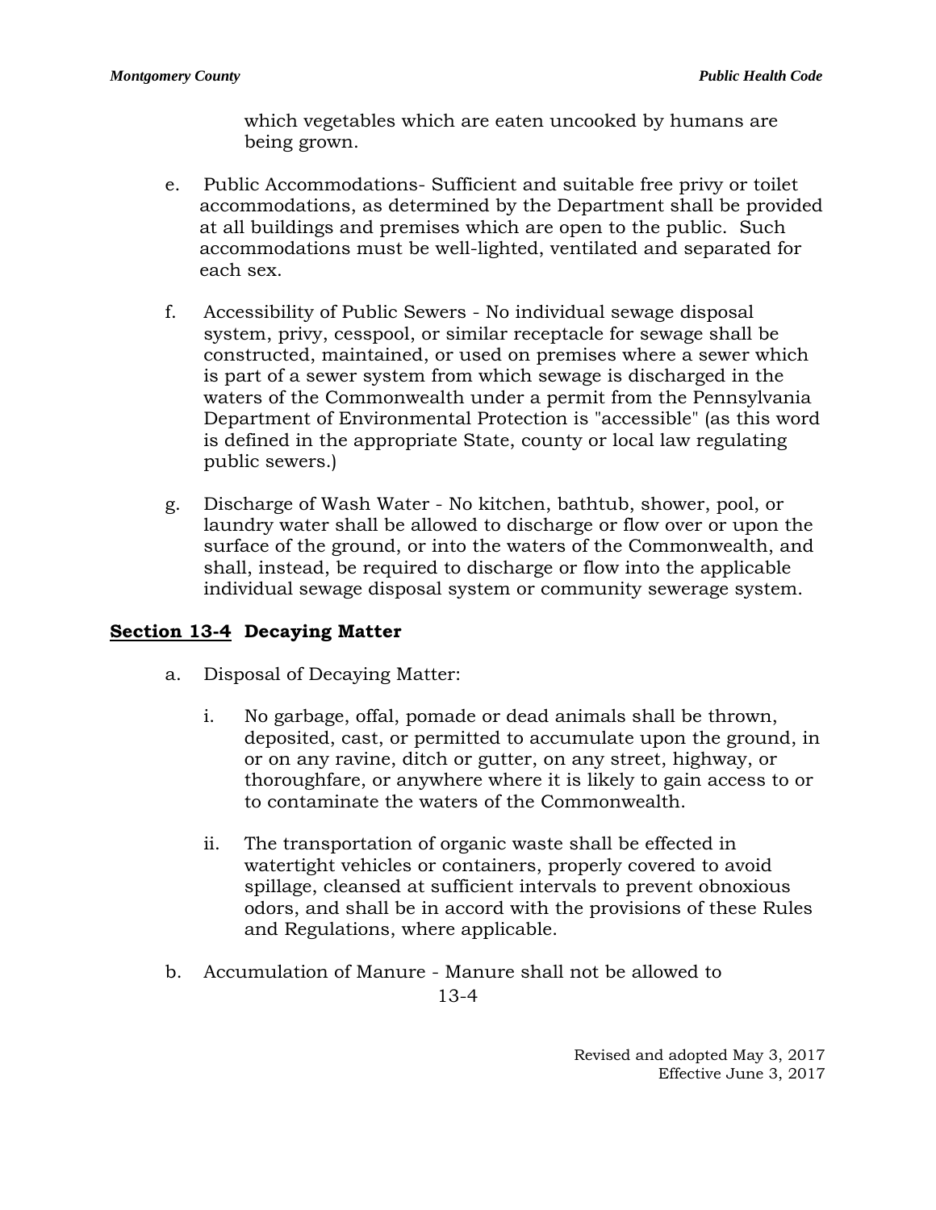which vegetables which are eaten uncooked by humans are being grown.

e. Public Accommodations- Sufficient and suitable free privy or toilet accommodations, as determined by the Department shall be provided at all buildings and premises which are open to the public. Such accommodations must be well-lighted, ventilated and separated for each sex.

f. Accessibility of Public Sewers - No individual sewage disposal system, privy, cesspool, or similar receptacle for sewage shall be constructed, maintained, or used on premises where a sewer which is part of a sewer system from which sewage is discharged in the waters of the Commonwealth under a permit from the Pennsylvania Department of Environmental Protection is "accessible" (as this word is defined in the appropriate State, county or local law regulating public sewers.)

g. Discharge of Wash Water - No kitchen, bathtub, shower, pool, or laundry water shall be allowed to discharge or flow over or upon the surface of the ground, or into the waters of the Commonwealth, and shall, instead, be required to discharge or flow into the applicable individual sewage disposal system or community sewerage system.

## Section 13-4 Decaying Matter

a. Disposal of Decaying Matter:

   i. No garbage, offal, pomade or dead animals shall be thrown, deposited, cast, or permitted to accumulate upon the ground, in or on any ravine, ditch or gutter, on any street, highway, or thoroughfare, or anywhere where it is likely to gain access to or to contaminate the waters of the Commonwealth.

   ii. The transportation of organic waste shall be effected in watertight vehicles or containers, properly covered to avoid spillage, cleansed at sufficient intervals to prevent obnoxious odors, and shall be in accord with the provisions of these Rules and Regulations, where applicable.

b. Accumulation of Manure - Manure shall not be allowed to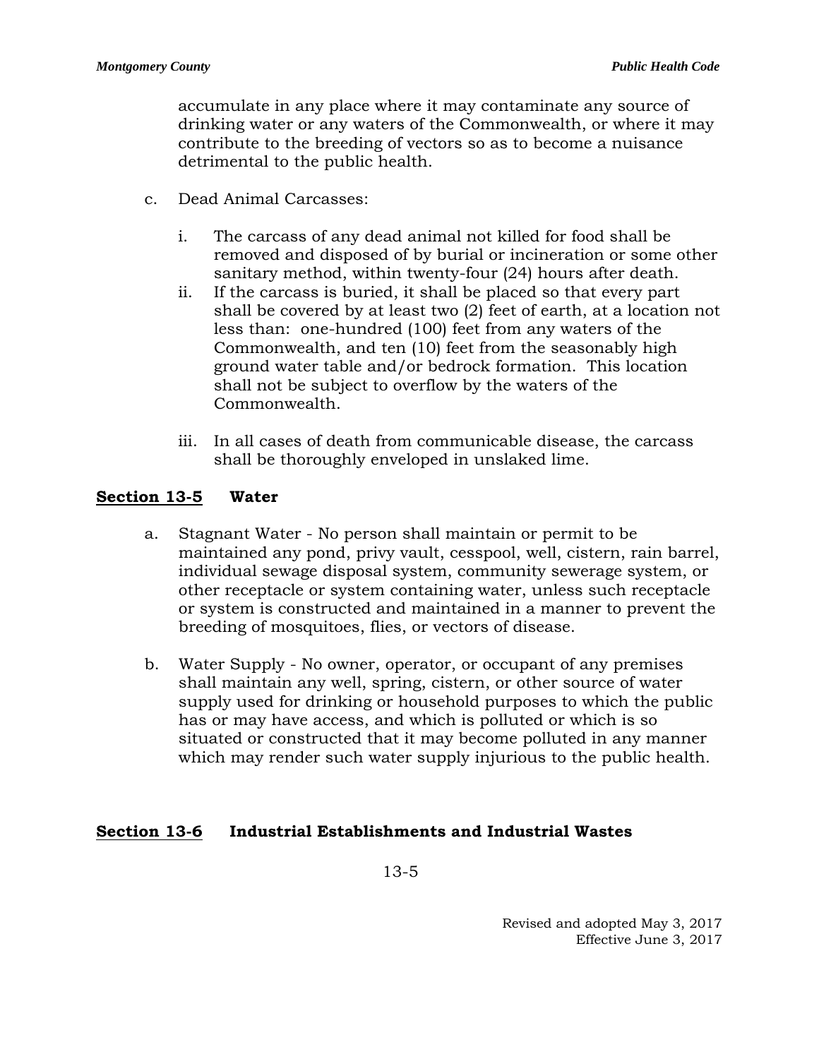accumulate in any place where it may contaminate any source of drinking water or any waters of the Commonwealth, or where it may contribute to the breeding of vectors so as to become a nuisance detrimental to the public health.

c. Dead Animal Carcasses:

   i. The carcass of any dead animal not killed for food shall be removed and disposed of by burial or incineration or some other sanitary method, within twenty-four (24) hours after death.

   ii. If the carcass is buried, it shall be placed so that every part shall be covered by at least two (2) feet of earth, at a location not less than: one-hundred (100) feet from any waters of the Commonwealth, and ten (10) feet from the seasonably high ground water table and/or bedrock formation. This location shall not be subject to overflow by the waters of the Commonwealth.

   iii. In all cases of death from communicable disease, the carcass shall be thoroughly enveloped in unslaked lime.

## **Section 13-5** Water

a. Stagnant Water - No person shall maintain or permit to be maintained any pond, privy vault, cesspool, well, cistern, rain barrel, individual sewage disposal system, community sewerage system, or other receptacle or system containing water, unless such receptacle or system is constructed and maintained in a manner to prevent the breeding of mosquitoes, flies, or vectors of disease.

b. Water Supply - No owner, operator, or occupant of any premises shall maintain any well, spring, cistern, or other source of water supply used for drinking or household purposes to which the public has or may have access, and which is polluted or which is so situated or constructed that it may become polluted in any manner which may render such water supply injurious to the public health.

## **Section 13-6** Industrial Establishments and Industrial Wastes

Revised and adopted May 3, 2017
Effective June 3, 2017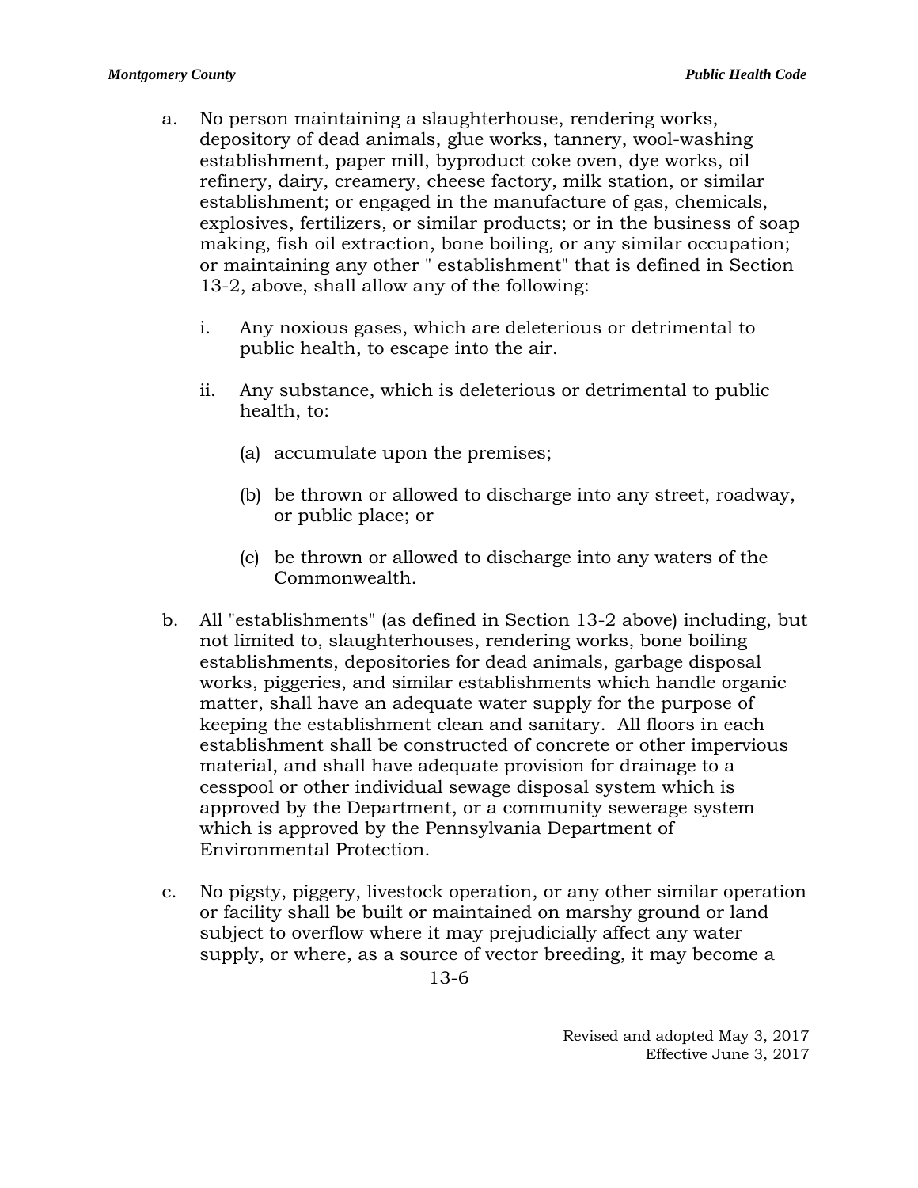a. No person maintaining a slaughterhouse, rendering works, depository of dead animals, glue works, tannery, wool-washing establishment, paper mill, byproduct coke oven, dye works, oil refinery, dairy, creamery, cheese factory, milk station, or similar establishment; or engaged in the manufacture of gas, chemicals, explosives, fertilizers, or similar products; or in the business of soap making, fish oil extraction, bone boiling, or any similar occupation; or maintaining any other " establishment" that is defined in Section 13-2, above, shall allow any of the following:

   i. Any noxious gases, which are deleterious or detrimental to public health, to escape into the air.

   ii. Any substance, which is deleterious or detrimental to public health, to:

      (a) accumulate upon the premises;

      (b) be thrown or allowed to discharge into any street, roadway, or public place; or

      (c) be thrown or allowed to discharge into any waters of the Commonwealth.

b. All "establishments" (as defined in Section 13-2 above) including, but not limited to, slaughterhouses, rendering works, bone boiling establishments, depositories for dead animals, garbage disposal works, piggeries, and similar establishments which handle organic matter, shall have an adequate water supply for the purpose of keeping the establishment clean and sanitary. All floors in each establishment shall be constructed of concrete or other impervious material, and shall have adequate provision for drainage to a cesspool or other individual sewage disposal system which is approved by the Department, or a community sewerage system which is approved by the Pennsylvania Department of Environmental Protection.

c. No pigsty, piggery, livestock operation, or any other similar operation or facility shall be built or maintained on marshy ground or land subject to overflow where it may prejudicially affect any water supply, or where, as a source of vector breeding, it may become a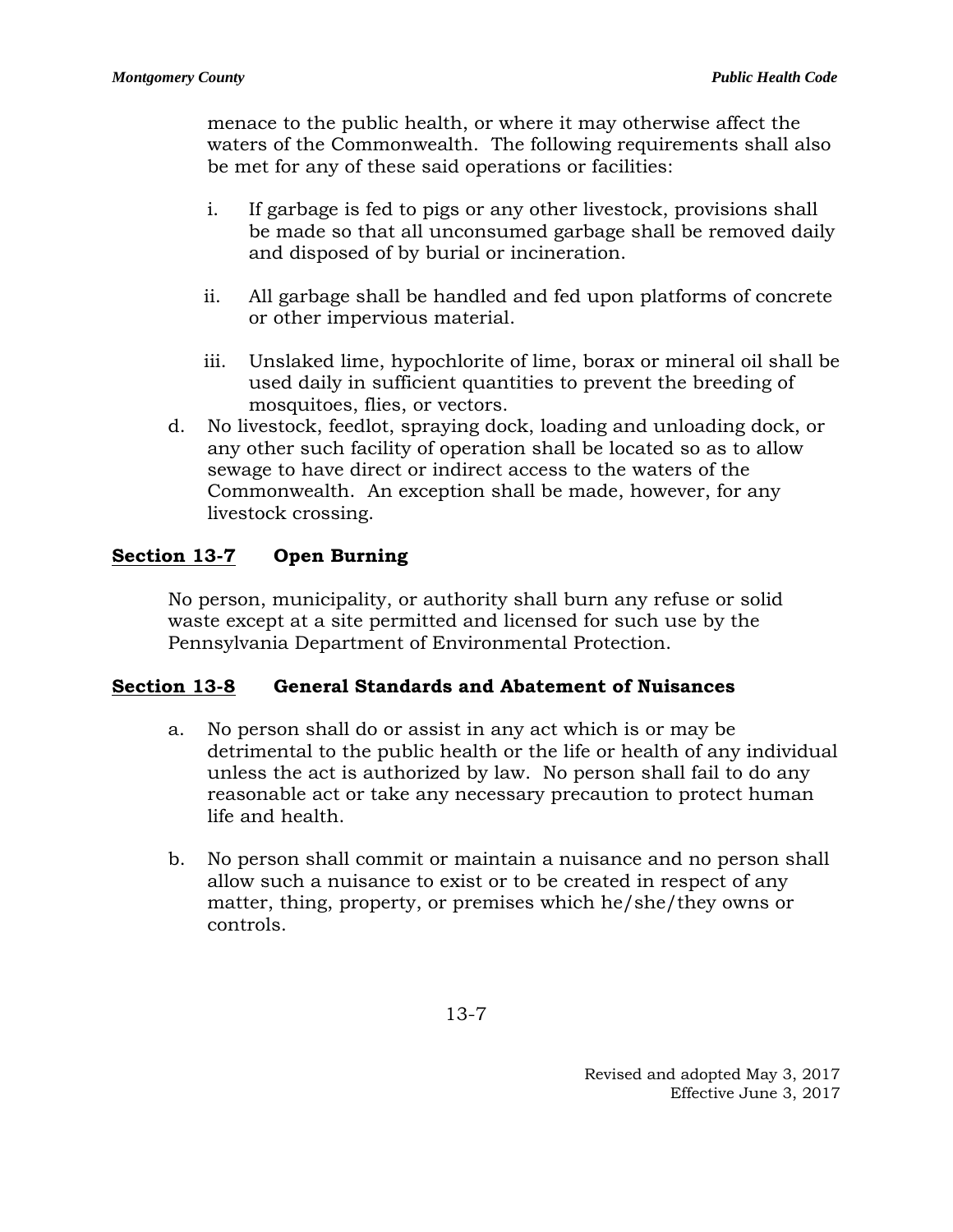menace to the public health, or where it may otherwise affect the waters of the Commonwealth. The following requirements shall also be met for any of these said operations or facilities:

i. If garbage is fed to pigs or any other livestock, provisions shall be made so that all unconsumed garbage shall be removed daily and disposed of by burial or incineration.

ii. All garbage shall be handled and fed upon platforms of concrete or other impervious material.

iii. Unslaked lime, hypochlorite of lime, borax or mineral oil shall be used daily in sufficient quantities to prevent the breeding of mosquitoes, flies, or vectors.

d. No livestock, feedlot, spraying dock, loading and unloading dock, or any other such facility of operation shall be located so as to allow sewage to have direct or indirect access to the waters of the Commonwealth. An exception shall be made, however, for any livestock crossing.

## Section 13-7 Open Burning

No person, municipality, or authority shall burn any refuse or solid waste except at a site permitted and licensed for such use by the Pennsylvania Department of Environmental Protection.

## Section 13-8 General Standards and Abatement of Nuisances

a. No person shall do or assist in any act which is or may be detrimental to the public health or the life or health of any individual unless the act is authorized by law. No person shall fail to do any reasonable act or take any necessary precaution to protect human life and health.

b. No person shall commit or maintain a nuisance and no person shall allow such a nuisance to exist or to be created in respect of any matter, thing, property, or premises which he/she/they owns or controls.

Revised and adopted May 3, 2017
Effective June 3, 2017